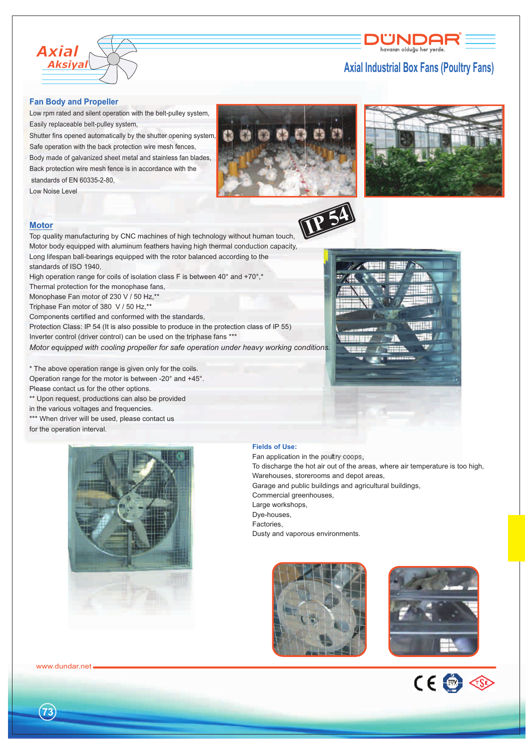Axial
Aksiyal

DÜNDAR
havanın olduğu her yerde.

# Axial Industrial Box Fans (Poultry Fans)

## Fan Body and Propeller

Low rpm rated and silent operation with the belt-pulley system,
Easily replaceable belt-pulley system,
Shutter fins opened automatically by the shutter opening system,
Safe operation with the back protection wire mesh fences,
Body made of galvanized sheet metal and stainless fan blades,
Back protection wire mesh fence is in accordance with the standards of EN 60335-2-80,
Low Noise Level

## Motor

IP 54

Top quality manufacturing by CNC machines of high technology without human touch,
Motor body equipped with aluminum feathers having high thermal conduction capacity,
Long lifespan ball-bearings equipped with the rotor balanced according to the standards of ISO 1940,
High operation range for coils of isolation class F is between 40° and +70°,*
Thermal protection for the monophase fans,
Monophase Fan motor of 230 V / 50 Hz,**
Triphase Fan motor of 380 V / 50 Hz,**
Components certified and conformed with the standards,
Protection Class: IP 54 (It is also possible to produce in the protection class of IP 55)
Inverter control (driver control) can be used on the triphase fans ***
*Motor equipped with cooling propeller for safe operation under heavy working conditions.*

* The above operation range is given only for the coils.
Operation range for the motor is between -20° and +45°.
Please contact us for the other options.
** Upon request, productions can also be provided in the various voltages and frequencies.
*** When driver will be used, please contact us for the operation interval.

**Fields of Use:**

Fan application in the poultry coops,
To discharge the hot air out of the areas, where air temperature is too high,
Warehouses, storerooms and depot areas,
Garage and public buildings and agricultural buildings,
Commercial greenhouses,
Large workshops,
Dye-houses,
Factories,
Dusty and vaporous environments.

www.dundar.net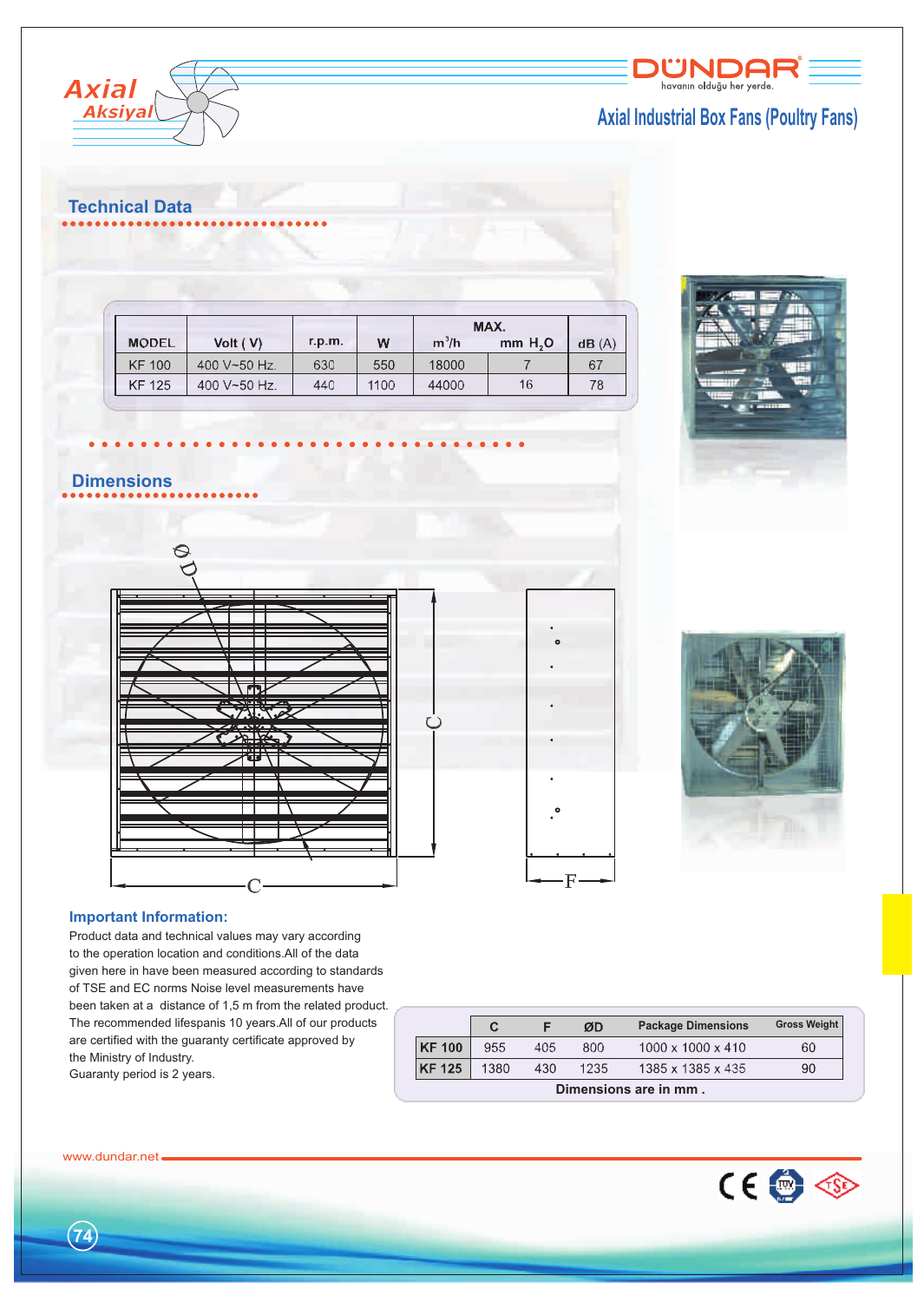# Axial Industrial Box Fans (Poultry Fans)

## Technical Data

| MODEL | Volt ( V) | r.p.m. | W | MAX. $m^3/h$ | MAX. mm $H_2O$ | dB (A) |
|---|---|---|---|---|---|---|
| KF 100 | 400 V~50 Hz. | 630 | 550 | 18000 | 7 | 67 |
| KF 125 | 400 V~50 Hz. | 440 | 1100 | 44000 | 16 | 78 |

## Dimensions

### Important Information:

Product data and technical values may vary according to the operation location and conditions.All of the data given here in have been measured according to standards of TSE and EC norms Noise level measurements have been taken at a distance of 1,5 m from the related product. The recommended lifespanis 10 years.All of our products are certified with the guaranty certificate approved by the Ministry of Industry.
Guaranty period is 2 years.

| | C | F | ØD | Package Dimensions | Gross Weight |
|---|---|---|---|---|---|
| KF 100 | 955 | 405 | 800 | 1000 x 1000 x 410 | 60 |
| KF 125 | 1380 | 430 | 1235 | 1385 x 1385 x 435 | 90 |

Dimensions are in mm .

www.dundar.net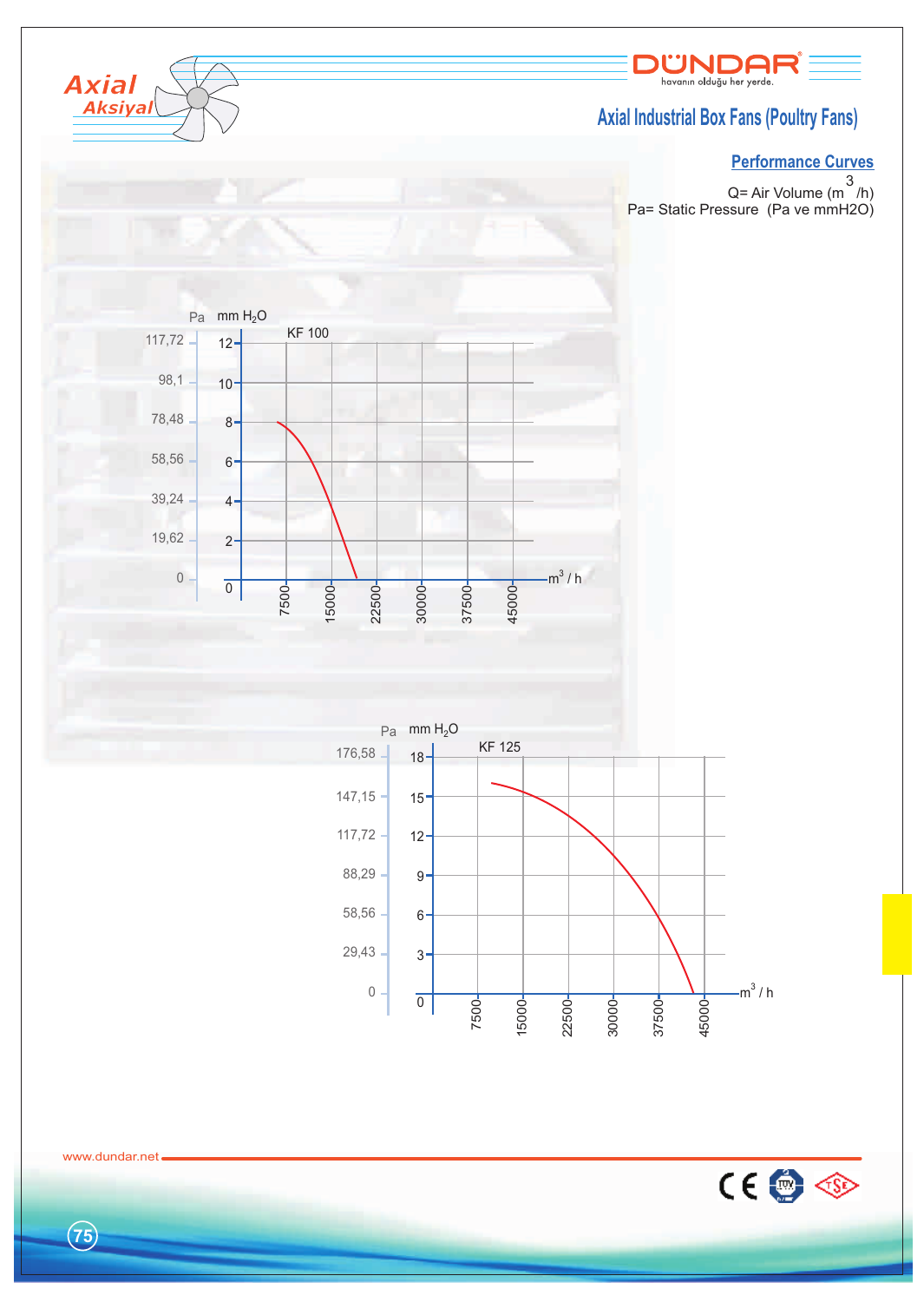Axial Aksiyal

DÜNDAR havanın olduğu her yerde.

# Axial Industrial Box Fans (Poultry Fans)

## Performance Curves

Q= Air Volume ($m^3$/h)
Pa= Static Pressure (Pa ve mmH2O)

Pa mm $H_2O$

KF 100

117,72 12
98,1 10
78,48 8
58,56 6
39,24 4
19,62 2
0 0

7500 15000 22500 30000 37500 45000 $m^3$ / h

Pa mm $H_2O$

KF 125

176,58 18
147,15 15
117,72 12
88,29 9
58,56 6
29,43 3
0 0

7500 15000 22500 30000 37500 45000 $m^3$ / h

www.dundar.net